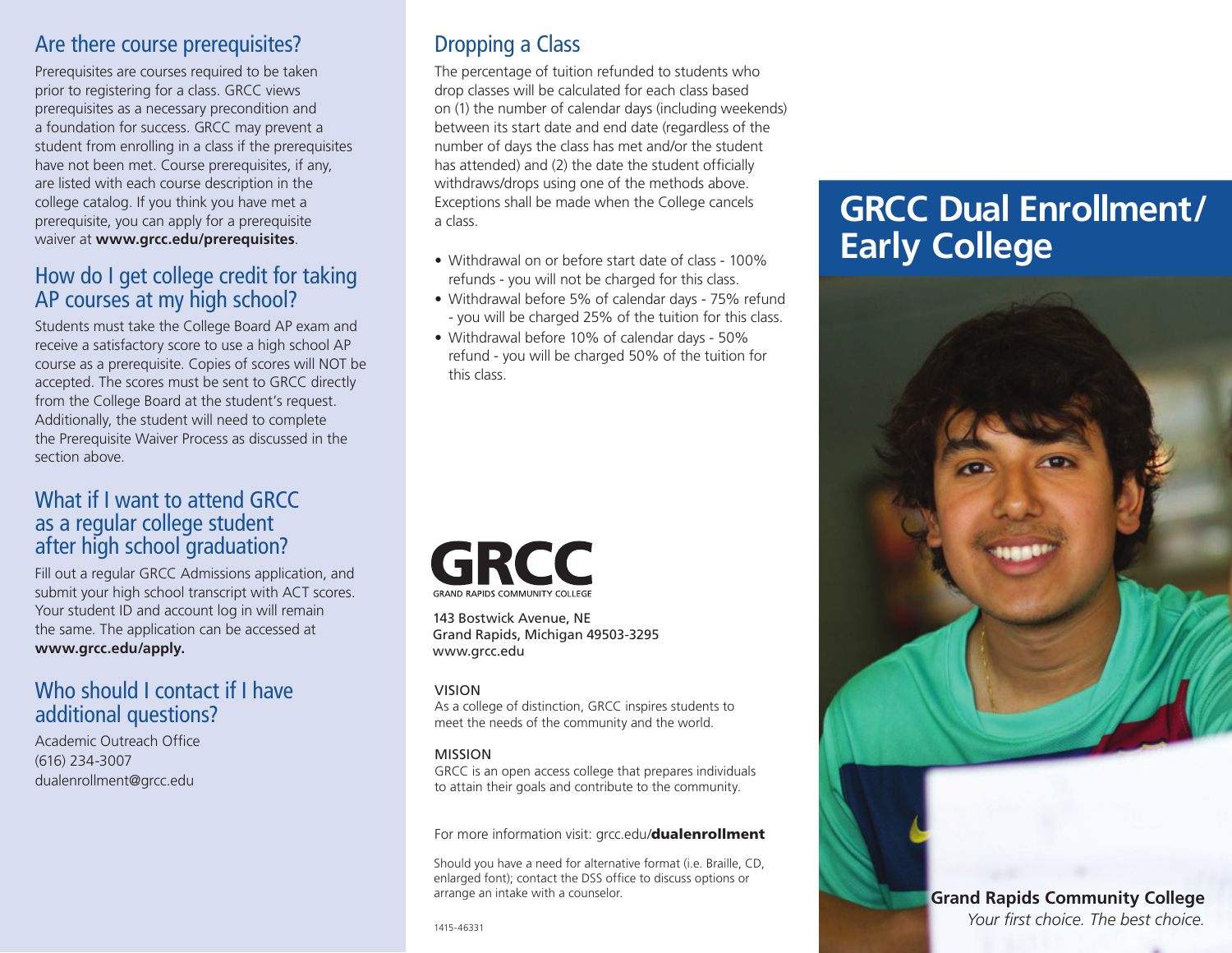## Are there course prerequisites?

Prerequisites are courses required to be taken prior to registering for a class. GRCC views prerequisites as a necessary precondition and a foundation for success. GRCC may prevent a student from enrolling in a class if the prerequisites have not been met. Course prerequisites, if any, are listed with each course description in the college catalog. If you think you have met a prerequisite, you can apply for a prerequisite waiver at **www.grcc.edu/prerequisites**.

## How do I get college credit for taking AP courses at my high school?

Students must take the College Board AP exam and receive a satisfactory score to use a high school AP course as a prerequisite. Copies of scores will NOT be accepted. The scores must be sent to GRCC directly from the College Board at the student's request. Additionally, the student will need to complete the Prerequisite Waiver Process as discussed in the section above.

## What if I want to attend GRCC as a regular college student after high school graduation?

Fill out a regular GRCC Admissions application, and submit your high school transcript with ACT scores. Your student ID and account log in will remain the same. The application can be accessed at **www.grcc.edu/apply.**

## Who should I contact if I have additional questions?

Academic Outreach Office
(616) 234-3007
dualenrollment@grcc.edu

## Dropping a Class

The percentage of tuition refunded to students who drop classes will be calculated for each class based on (1) the number of calendar days (including weekends) between its start date and end date (regardless of the number of days the class has met and/or the student has attended) and (2) the date the student officially withdraws/drops using one of the methods above. Exceptions shall be made when the College cancels a class.

- Withdrawal on or before start date of class - 100% refunds - you will not be charged for this class.
- Withdrawal before 5% of calendar days - 75% refund - you will be charged 25% of the tuition for this class.
- Withdrawal before 10% of calendar days - 50% refund - you will be charged 50% of the tuition for this class.

**GRCC**
GRAND RAPIDS COMMUNITY COLLEGE

143 Bostwick Avenue, NE
Grand Rapids, Michigan 49503-3295
www.grcc.edu

VISION
As a college of distinction, GRCC inspires students to meet the needs of the community and the world.

MISSION
GRCC is an open access college that prepares individuals to attain their goals and contribute to the community.

For more information visit: grcc.edu/**dualenrollment**

Should you have a need for alternative format (i.e. Braille, CD, enlarged font); contact the DSS office to discuss options or arrange an intake with a counselor.

1415-46331

# GRCC Dual Enrollment/ Early College

**Grand Rapids Community College**
*Your first choice. The best choice.*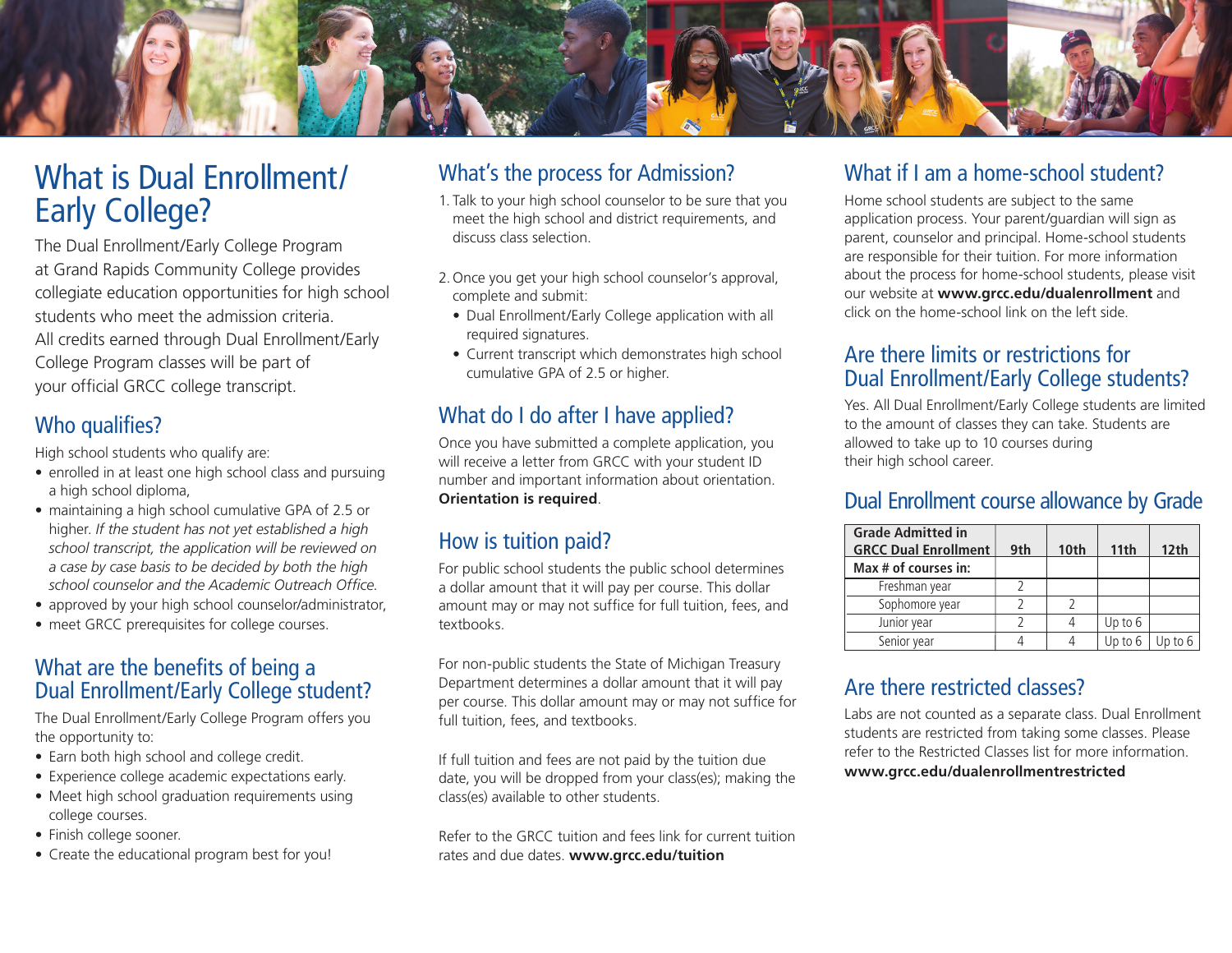# What is Dual Enrollment/ Early College?

The Dual Enrollment/Early College Program at Grand Rapids Community College provides collegiate education opportunities for high school students who meet the admission criteria. All credits earned through Dual Enrollment/Early College Program classes will be part of your official GRCC college transcript.

## Who qualifies?

High school students who qualify are:

- enrolled in at least one high school class and pursuing a high school diploma,
- maintaining a high school cumulative GPA of 2.5 or higher. *If the student has not yet established a high school transcript, the application will be reviewed on a case by case basis to be decided by both the high school counselor and the Academic Outreach Office.*
- approved by your high school counselor/administrator,
- meet GRCC prerequisites for college courses.

## What are the benefits of being a Dual Enrollment/Early College student?

The Dual Enrollment/Early College Program offers you the opportunity to:

- Earn both high school and college credit.
- Experience college academic expectations early.
- Meet high school graduation requirements using college courses.
- Finish college sooner.
- Create the educational program best for you!

## What's the process for Admission?

1. Talk to your high school counselor to be sure that you meet the high school and district requirements, and discuss class selection.

2. Once you get your high school counselor's approval, complete and submit:
   - Dual Enrollment/Early College application with all required signatures.
   - Current transcript which demonstrates high school cumulative GPA of 2.5 or higher.

## What do I do after I have applied?

Once you have submitted a complete application, you will receive a letter from GRCC with your student ID number and important information about orientation. **Orientation is required**.

## How is tuition paid?

For public school students the public school determines a dollar amount that it will pay per course. This dollar amount may or may not suffice for full tuition, fees, and textbooks.

For non-public students the State of Michigan Treasury Department determines a dollar amount that it will pay per course. This dollar amount may or may not suffice for full tuition, fees, and textbooks.

If full tuition and fees are not paid by the tuition due date, you will be dropped from your class(es); making the class(es) available to other students.

Refer to the GRCC tuition and fees link for current tuition rates and due dates. **www.grcc.edu/tuition**

## What if I am a home-school student?

Home school students are subject to the same application process. Your parent/guardian will sign as parent, counselor and principal. Home-school students are responsible for their tuition. For more information about the process for home-school students, please visit our website at **www.grcc.edu/dualenrollment** and click on the home-school link on the left side.

## Are there limits or restrictions for Dual Enrollment/Early College students?

Yes. All Dual Enrollment/Early College students are limited to the amount of classes they can take. Students are allowed to take up to 10 courses during their high school career.

## Dual Enrollment course allowance by Grade

| Grade Admitted in GRCC Dual Enrollment | 9th | 10th | 11th | 12th |
|---|---|---|---|---|
| **Max # of courses in:** | | | | |
| Freshman year | 2 | | | |
| Sophomore year | 2 | 2 | | |
| Junior year | 2 | 4 | Up to 6 | |
| Senior year | 4 | 4 | Up to 6 | Up to 6 |

## Are there restricted classes?

Labs are not counted as a separate class. Dual Enrollment students are restricted from taking some classes. Please refer to the Restricted Classes list for more information. **www.grcc.edu/dualenrollmentrestricted**